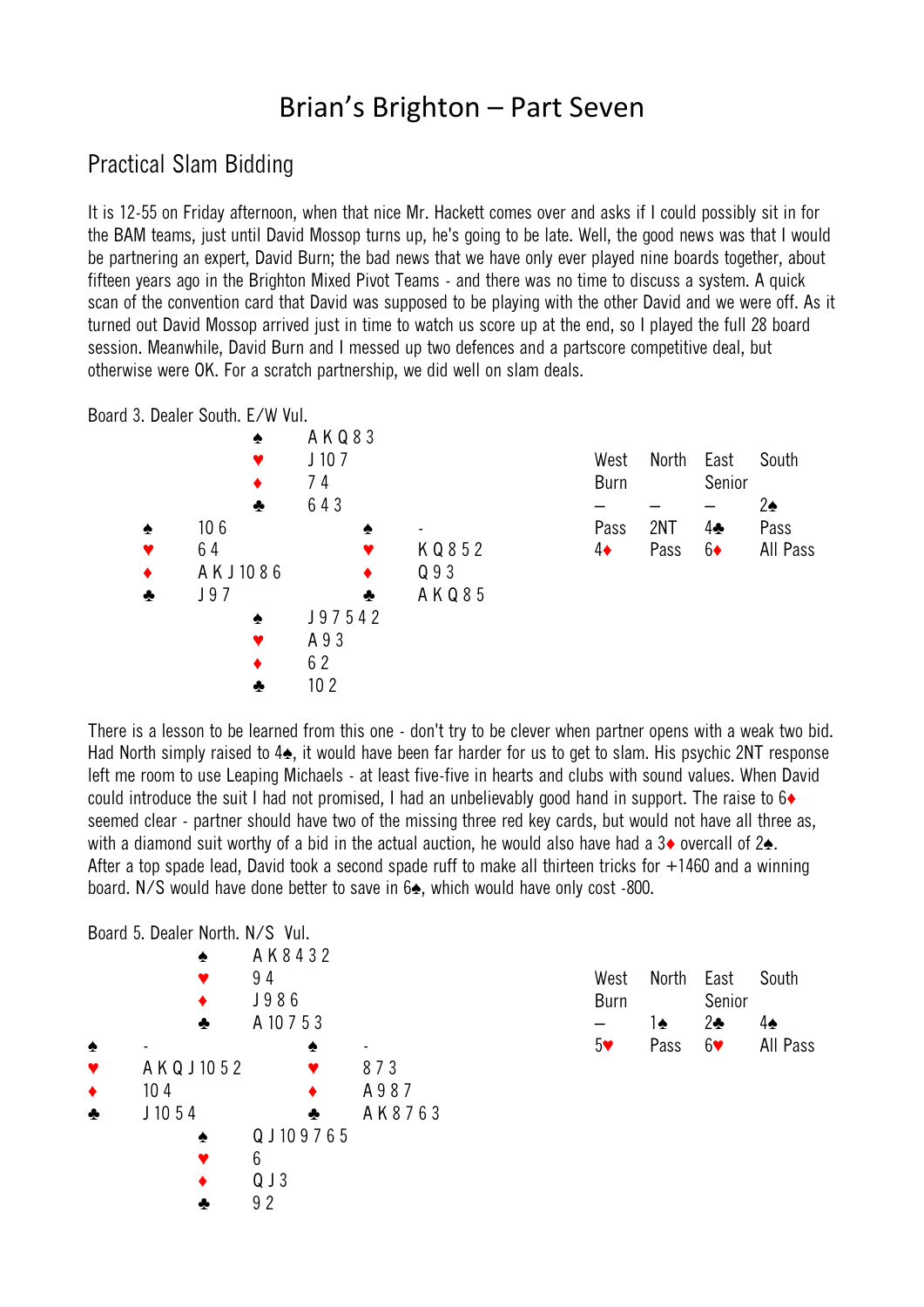# Brian's Brighton – Part Seven

## Practical Slam Bidding

It is 12-55 on Friday afternoon, when that nice Mr. Hackett comes over and asks if I could possibly sit in for the BAM teams, just until David Mossop turns up, he's going to be late. Well, the good news was that I would be partnering an expert, David Burn; the bad news that we have only ever played nine boards together, about fifteen years ago in the Brighton Mixed Pivot Teams - and there was no time to discuss a system. A quick scan of the convention card that David was supposed to be playing with the other David and we were off. As it turned out David Mossop arrived just in time to watch us score up at the end, so I played the full 28 board session. Meanwhile, David Burn and I messed up two defences and a partscore competitive deal, but otherwise were OK. For a scratch partnership, we did well on slam deals.

Board 3. Dealer South. E/W Vul.

```
                ♠ A K Q 8 3
                ♥ J 10 7
                ♦ 7 4
                ♣ 6 4 3
♠ 10 6                      ♠ -
♥ 6 4                       ♥ K Q 8 5 2
♦ A K J 10 8 6              ♦ Q 9 3
♣ J 9 7                     ♣ A K Q 8 5
                ♠ J 9 7 5 4 2
                ♥ A 9 3
                ♦ 6 2
                ♣ 10 2
```

| West | North | East | South |
|---|---|---|---|
| Burn | | Senior | |
| – | – | – | 2♠ |
| Pass | 2NT | 4♣ | Pass |
| 4♦ | Pass | 6♦ | All Pass |

There is a lesson to be learned from this one - don't try to be clever when partner opens with a weak two bid. Had North simply raised to 4♠, it would have been far harder for us to get to slam. His psychic 2NT response left me room to use Leaping Michaels - at least five-five in hearts and clubs with sound values. When David could introduce the suit I had not promised, I had an unbelievably good hand in support. The raise to 6♦ seemed clear - partner should have two of the missing three red key cards, but would not have all three as, with a diamond suit worthy of a bid in the actual auction, he would also have had a 3♦ overcall of 2♠. After a top spade lead, David took a second spade ruff to make all thirteen tricks for +1460 and a winning board. N/S would have done better to save in 6♠, which would have only cost -800.

Board 5. Dealer North. N/S Vul.

```
                ♠ A K 8 4 3 2
                ♥ 9 4
                ♦ J 9 8 6
                ♣ A 10 7 5 3
♠ -                         ♠ -
♥ A K Q J 10 5 2            ♥ 8 7 3
♦ 10 4                      ♦ A 9 8 7
♣ J 10 5 4                  ♣ A K 8 7 6 3
                ♠ Q J 10 9 7 6 5
                ♥ 6
                ♦ Q J 3
                ♣ 9 2
```

| West | North | East | South |
|---|---|---|---|
| Burn | | Senior | |
| – | 1♠ | 2♣ | 4♠ |
| 5♥ | Pass | 6♥ | All Pass |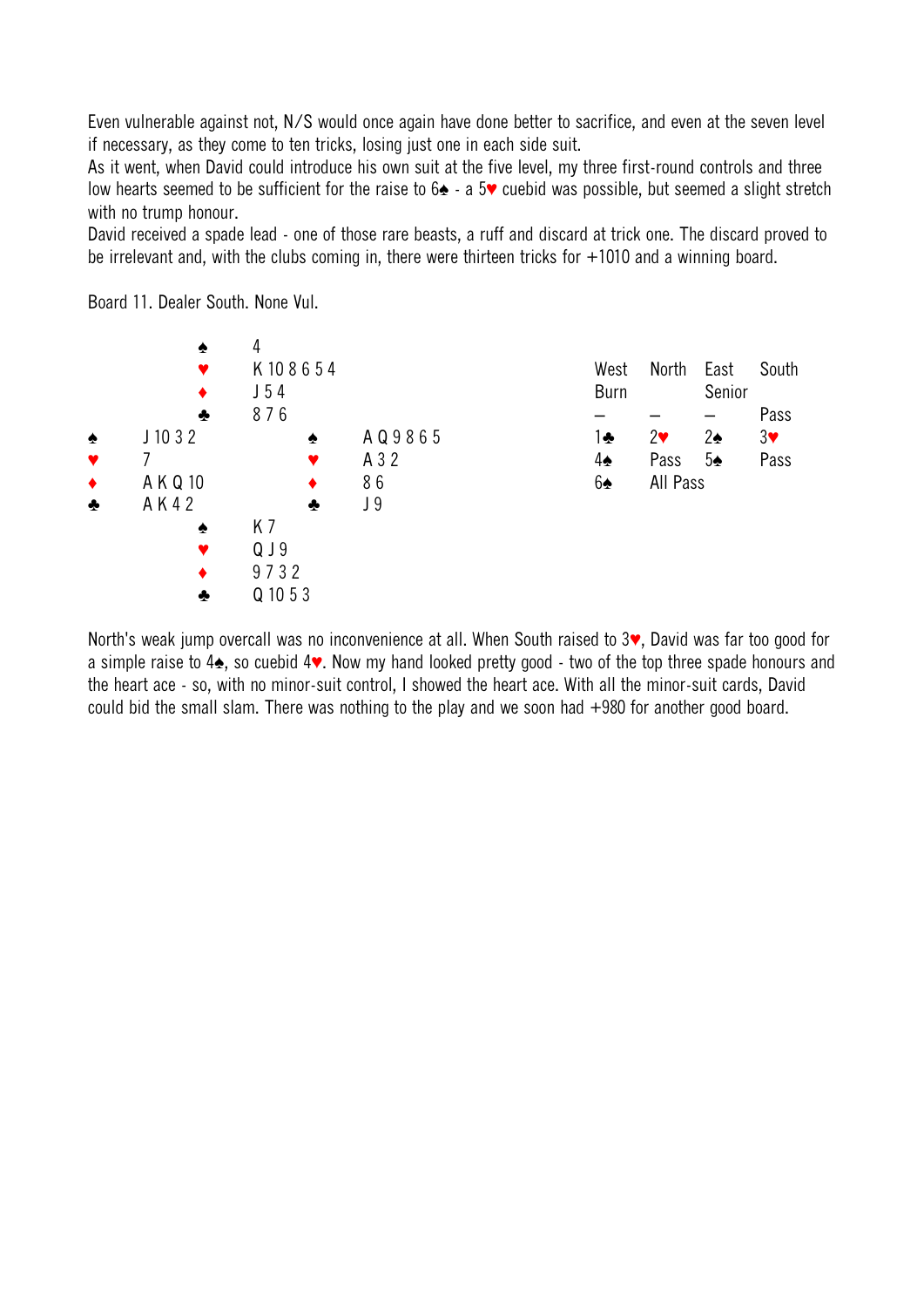Even vulnerable against not, N/S would once again have done better to sacrifice, and even at the seven level if necessary, as they come to ten tricks, losing just one in each side suit.

As it went, when David could introduce his own suit at the five level, my three first-round controls and three low hearts seemed to be sufficient for the raise to 6♠ - a 5♥ cuebid was possible, but seemed a slight stretch with no trump honour.

David received a spade lead - one of those rare beasts, a ruff and discard at trick one. The discard proved to be irrelevant and, with the clubs coming in, there were thirteen tricks for +1010 and a winning board.

Board 11. Dealer South. None Vul.

| | | |
|---|---|---|
| | ♠ 4<br>♥ K 10 8 6 5 4<br>♦ J 5 4<br>♣ 8 7 6 | |
| ♠ J 10 3 2<br>♥ 7<br>♦ A K Q 10<br>♣ A K 4 2 | | ♠ A Q 9 8 6 5<br>♥ A 3 2<br>♦ 8 6<br>♣ J 9 |
| | ♠ K 7<br>♥ Q J 9<br>♦ 9 7 3 2<br>♣ Q 10 5 3 | |

| West<br>Burn | North | East<br>Senior | South |
|---|---|---|---|
| – | – | – | Pass |
| 1♣ | 2♥ | 2♠ | 3♥ |
| 4♠ | Pass | 5♠ | Pass |
| 6♠ | All Pass | | |

North's weak jump overcall was no inconvenience at all. When South raised to 3♥, David was far too good for a simple raise to 4♠, so cuebid 4♥. Now my hand looked pretty good - two of the top three spade honours and the heart ace - so, with no minor-suit control, I showed the heart ace. With all the minor-suit cards, David could bid the small slam. There was nothing to the play and we soon had +980 for another good board.